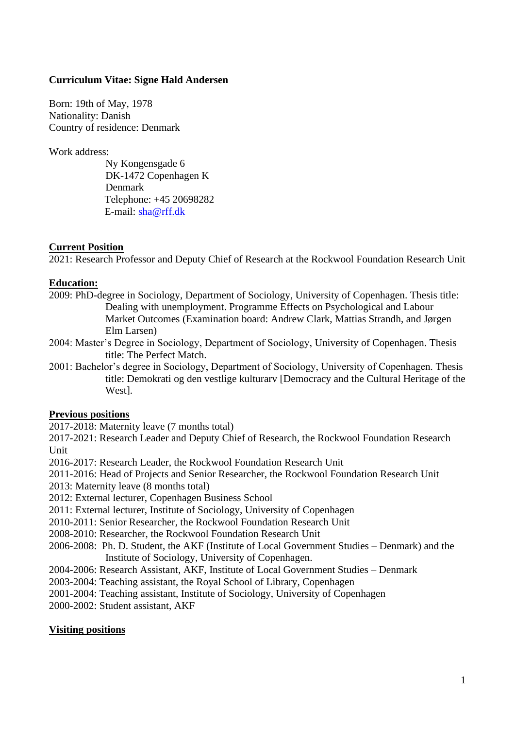**Curriculum Vitae: Signe Hald Andersen**

Born: 19th of May, 1978
Nationality: Danish
Country of residence: Denmark

Work address:

Ny Kongensgade 6
DK-1472 Copenhagen K
Denmark
Telephone: +45 20698282
E-mail: [sha@rff.dk](mailto:sha@rff.dk)

## Current Position

2021: Research Professor and Deputy Chief of Research at the Rockwool Foundation Research Unit

## Education:

2009: PhD-degree in Sociology, Department of Sociology, University of Copenhagen. Thesis title: Dealing with unemployment. Programme Effects on Psychological and Labour Market Outcomes (Examination board: Andrew Clark, Mattias Strandh, and Jørgen Elm Larsen)

2004: Master's Degree in Sociology, Department of Sociology, University of Copenhagen. Thesis title: The Perfect Match.

2001: Bachelor's degree in Sociology, Department of Sociology, University of Copenhagen. Thesis title: Demokrati og den vestlige kulturarv [Democracy and the Cultural Heritage of the West].

## Previous positions

2017-2018: Maternity leave (7 months total)
2017-2021: Research Leader and Deputy Chief of Research, the Rockwool Foundation Research Unit
2016-2017: Research Leader, the Rockwool Foundation Research Unit
2011-2016: Head of Projects and Senior Researcher, the Rockwool Foundation Research Unit
2013: Maternity leave (8 months total)
2012: External lecturer, Copenhagen Business School
2011: External lecturer, Institute of Sociology, University of Copenhagen
2010-2011: Senior Researcher, the Rockwool Foundation Research Unit
2008-2010: Researcher, the Rockwool Foundation Research Unit
2006-2008: Ph. D. Student, the AKF (Institute of Local Government Studies – Denmark) and the Institute of Sociology, University of Copenhagen.
2004-2006: Research Assistant, AKF, Institute of Local Government Studies – Denmark
2003-2004: Teaching assistant, the Royal School of Library, Copenhagen
2001-2004: Teaching assistant, Institute of Sociology, University of Copenhagen
2000-2002: Student assistant, AKF

## Visiting positions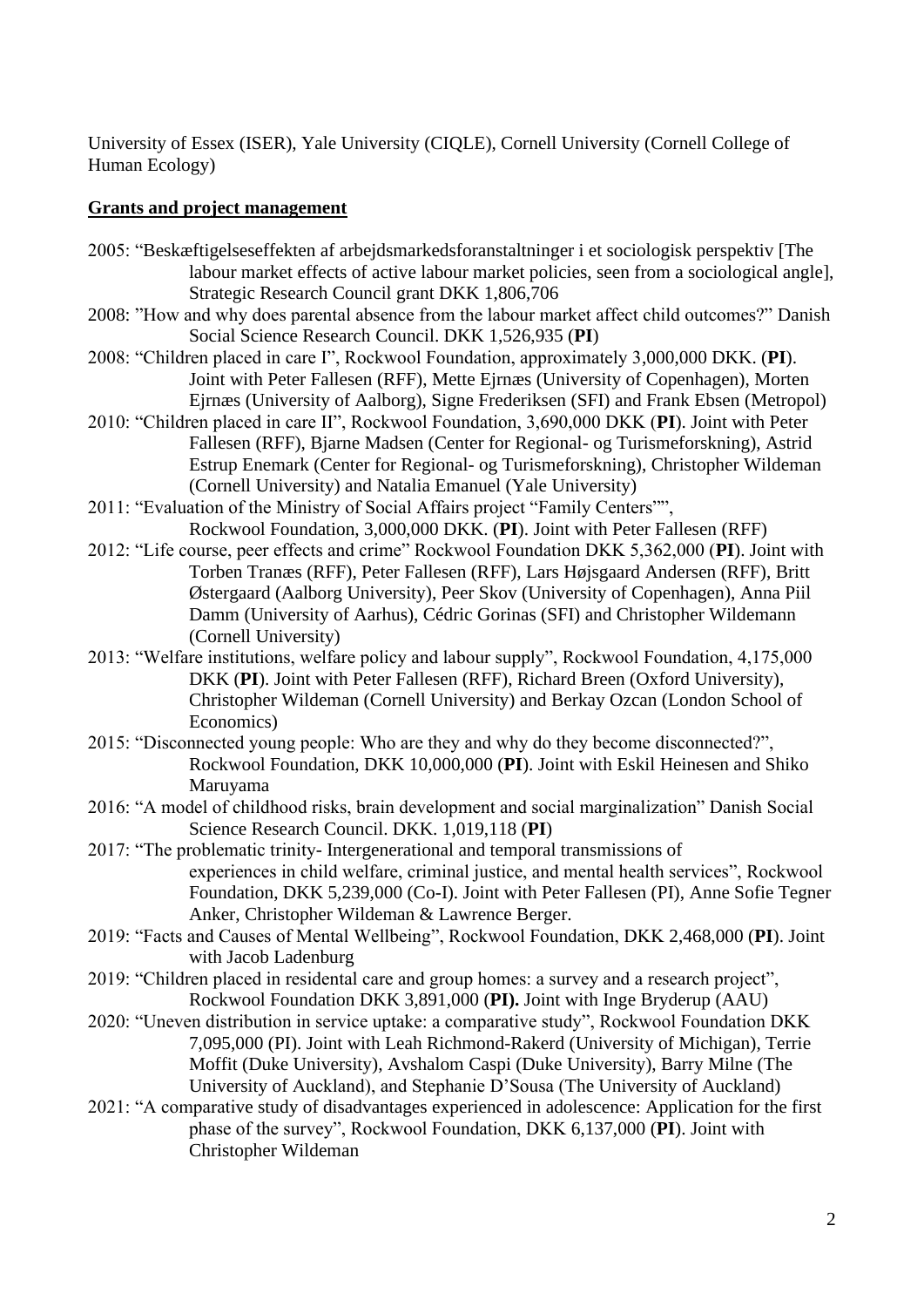University of Essex (ISER), Yale University (CIQLE), Cornell University (Cornell College of Human Ecology)

## Grants and project management

2005: "Beskæftigelseseffekten af arbejdsmarkedsforanstaltninger i et sociologisk perspektiv [The labour market effects of active labour market policies, seen from a sociological angle], Strategic Research Council grant DKK 1,806,706

2008: "How and why does parental absence from the labour market affect child outcomes?" Danish Social Science Research Council. DKK 1,526,935 (**PI**)

2008: "Children placed in care I", Rockwool Foundation, approximately 3,000,000 DKK. (**PI**). Joint with Peter Fallesen (RFF), Mette Ejrnæs (University of Copenhagen), Morten Ejrnæs (University of Aalborg), Signe Frederiksen (SFI) and Frank Ebsen (Metropol)

2010: "Children placed in care II", Rockwool Foundation, 3,690,000 DKK (**PI**). Joint with Peter Fallesen (RFF), Bjarne Madsen (Center for Regional- og Turismeforskning), Astrid Estrup Enemark (Center for Regional- og Turismeforskning), Christopher Wildeman (Cornell University) and Natalia Emanuel (Yale University)

2011: "Evaluation of the Ministry of Social Affairs project "Family Centers"", Rockwool Foundation, 3,000,000 DKK. (**PI**). Joint with Peter Fallesen (RFF)

2012: "Life course, peer effects and crime" Rockwool Foundation DKK 5,362,000 (**PI**). Joint with Torben Tranæs (RFF), Peter Fallesen (RFF), Lars Højsgaard Andersen (RFF), Britt Østergaard (Aalborg University), Peer Skov (University of Copenhagen), Anna Piil Damm (University of Aarhus), Cédric Gorinas (SFI) and Christopher Wildemann (Cornell University)

2013: "Welfare institutions, welfare policy and labour supply", Rockwool Foundation, 4,175,000 DKK (**PI**). Joint with Peter Fallesen (RFF), Richard Breen (Oxford University), Christopher Wildeman (Cornell University) and Berkay Ozcan (London School of Economics)

2015: "Disconnected young people: Who are they and why do they become disconnected?", Rockwool Foundation, DKK 10,000,000 (**PI**). Joint with Eskil Heinesen and Shiko Maruyama

2016: "A model of childhood risks, brain development and social marginalization" Danish Social Science Research Council. DKK. 1,019,118 (**PI**)

2017: "The problematic trinity- Intergenerational and temporal transmissions of experiences in child welfare, criminal justice, and mental health services", Rockwool Foundation, DKK 5,239,000 (Co-I). Joint with Peter Fallesen (PI), Anne Sofie Tegner Anker, Christopher Wildeman & Lawrence Berger.

2019: "Facts and Causes of Mental Wellbeing", Rockwool Foundation, DKK 2,468,000 (**PI**). Joint with Jacob Ladenburg

2019: "Children placed in residental care and group homes: a survey and a research project", Rockwool Foundation DKK 3,891,000 (**PI).** Joint with Inge Bryderup (AAU)

2020: "Uneven distribution in service uptake: a comparative study", Rockwool Foundation DKK 7,095,000 (PI). Joint with Leah Richmond-Rakerd (University of Michigan), Terrie Moffit (Duke University), Avshalom Caspi (Duke University), Barry Milne (The University of Auckland), and Stephanie D'Sousa (The University of Auckland)

2021: "A comparative study of disadvantages experienced in adolescence: Application for the first phase of the survey", Rockwool Foundation, DKK 6,137,000 (**PI**). Joint with Christopher Wildeman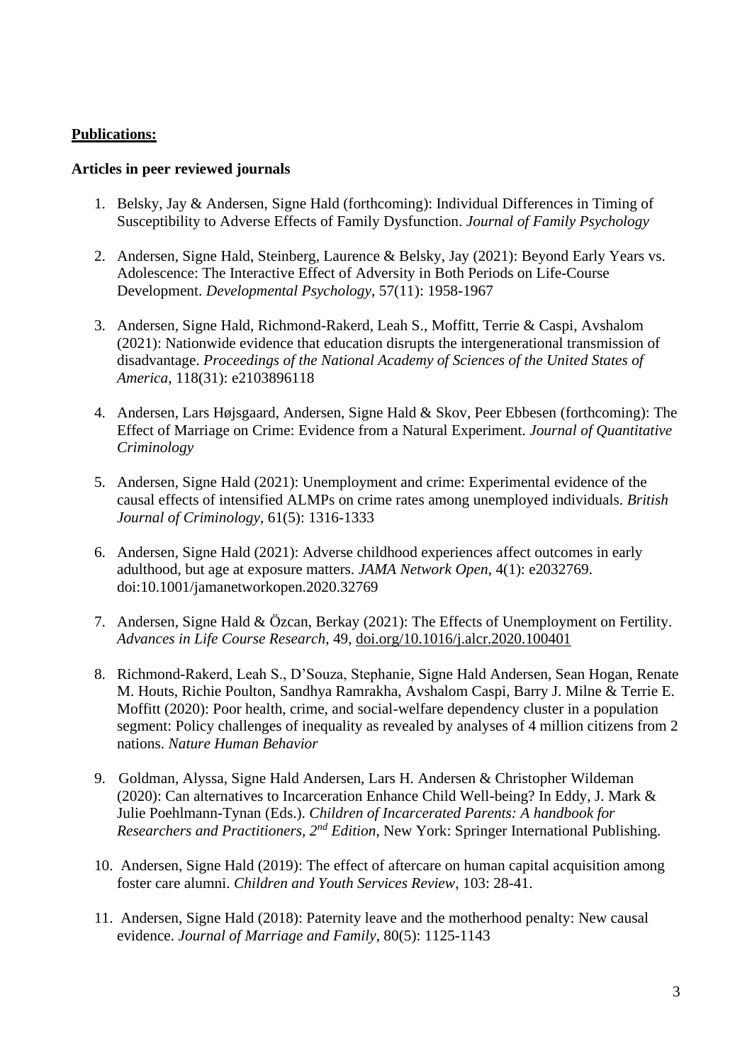**Publications:**

**Articles in peer reviewed journals**

1. Belsky, Jay & Andersen, Signe Hald (forthcoming): Individual Differences in Timing of Susceptibility to Adverse Effects of Family Dysfunction. *Journal of Family Psychology*

2. Andersen, Signe Hald, Steinberg, Laurence & Belsky, Jay (2021): Beyond Early Years vs. Adolescence: The Interactive Effect of Adversity in Both Periods on Life-Course Development. *Developmental Psychology*, 57(11): 1958-1967

3. Andersen, Signe Hald, Richmond-Rakerd, Leah S., Moffitt, Terrie & Caspi, Avshalom (2021): Nationwide evidence that education disrupts the intergenerational transmission of disadvantage. *Proceedings of the National Academy of Sciences of the United States of America*, 118(31): e2103896118

4. Andersen, Lars Højsgaard, Andersen, Signe Hald & Skov, Peer Ebbesen (forthcoming): The Effect of Marriage on Crime: Evidence from a Natural Experiment. *Journal of Quantitative Criminology*

5. Andersen, Signe Hald (2021): Unemployment and crime: Experimental evidence of the causal effects of intensified ALMPs on crime rates among unemployed individuals. *British Journal of Criminology*, 61(5): 1316-1333

6. Andersen, Signe Hald (2021): Adverse childhood experiences affect outcomes in early adulthood, but age at exposure matters. *JAMA Network Open*, 4(1): e2032769. doi:10.1001/jamanetworkopen.2020.32769

7. Andersen, Signe Hald & Özcan, Berkay (2021): The Effects of Unemployment on Fertility. *Advances in Life Course Research*, 49, doi.org/10.1016/j.alcr.2020.100401

8. Richmond-Rakerd, Leah S., D'Souza, Stephanie, Signe Hald Andersen, Sean Hogan, Renate M. Houts, Richie Poulton, Sandhya Ramrakha, Avshalom Caspi, Barry J. Milne & Terrie E. Moffitt (2020): Poor health, crime, and social-welfare dependency cluster in a population segment: Policy challenges of inequality as revealed by analyses of 4 million citizens from 2 nations. *Nature Human Behavior*

9. Goldman, Alyssa, Signe Hald Andersen, Lars H. Andersen & Christopher Wildeman (2020): Can alternatives to Incarceration Enhance Child Well-being? In Eddy, J. Mark & Julie Poehlmann-Tynan (Eds.). *Children of Incarcerated Parents: A handbook for Researchers and Practitioners, 2nd Edition*, New York: Springer International Publishing.

10. Andersen, Signe Hald (2019): The effect of aftercare on human capital acquisition among foster care alumni. *Children and Youth Services Review*, 103: 28-41.

11. Andersen, Signe Hald (2018): Paternity leave and the motherhood penalty: New causal evidence. *Journal of Marriage and Family*, 80(5): 1125-1143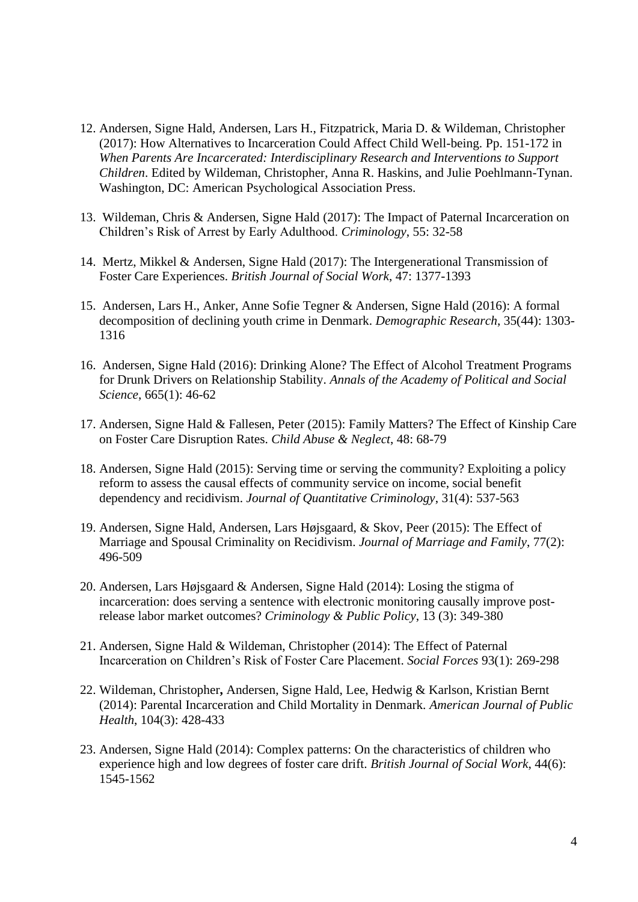12. Andersen, Signe Hald, Andersen, Lars H., Fitzpatrick, Maria D. & Wildeman, Christopher (2017): How Alternatives to Incarceration Could Affect Child Well-being. Pp. 151-172 in *When Parents Are Incarcerated: Interdisciplinary Research and Interventions to Support Children*. Edited by Wildeman, Christopher, Anna R. Haskins, and Julie Poehlmann-Tynan. Washington, DC: American Psychological Association Press.

13. Wildeman, Chris & Andersen, Signe Hald (2017): The Impact of Paternal Incarceration on Children's Risk of Arrest by Early Adulthood. *Criminology*, 55: 32-58

14. Mertz, Mikkel & Andersen, Signe Hald (2017): The Intergenerational Transmission of Foster Care Experiences. *British Journal of Social Work*, 47: 1377-1393

15. Andersen, Lars H., Anker, Anne Sofie Tegner & Andersen, Signe Hald (2016): A formal decomposition of declining youth crime in Denmark. *Demographic Research*, 35(44): 1303-1316

16. Andersen, Signe Hald (2016): Drinking Alone? The Effect of Alcohol Treatment Programs for Drunk Drivers on Relationship Stability. *Annals of the Academy of Political and Social Science*, 665(1): 46-62

17. Andersen, Signe Hald & Fallesen, Peter (2015): Family Matters? The Effect of Kinship Care on Foster Care Disruption Rates. *Child Abuse & Neglect*, 48: 68-79

18. Andersen, Signe Hald (2015): Serving time or serving the community? Exploiting a policy reform to assess the causal effects of community service on income, social benefit dependency and recidivism. *Journal of Quantitative Criminology*, 31(4): 537-563

19. Andersen, Signe Hald, Andersen, Lars Højsgaard, & Skov, Peer (2015): The Effect of Marriage and Spousal Criminality on Recidivism. *Journal of Marriage and Family*, 77(2): 496-509

20. Andersen, Lars Højsgaard & Andersen, Signe Hald (2014): Losing the stigma of incarceration: does serving a sentence with electronic monitoring causally improve post-release labor market outcomes? *Criminology & Public Policy*, 13 (3): 349-380

21. Andersen, Signe Hald & Wildeman, Christopher (2014): The Effect of Paternal Incarceration on Children's Risk of Foster Care Placement. *Social Forces* 93(1): 269-298

22. Wildeman, Christopher**,** Andersen, Signe Hald, Lee, Hedwig & Karlson, Kristian Bernt (2014): Parental Incarceration and Child Mortality in Denmark. *American Journal of Public Health*, 104(3): 428-433

23. Andersen, Signe Hald (2014): Complex patterns: On the characteristics of children who experience high and low degrees of foster care drift. *British Journal of Social Work*, 44(6): 1545-1562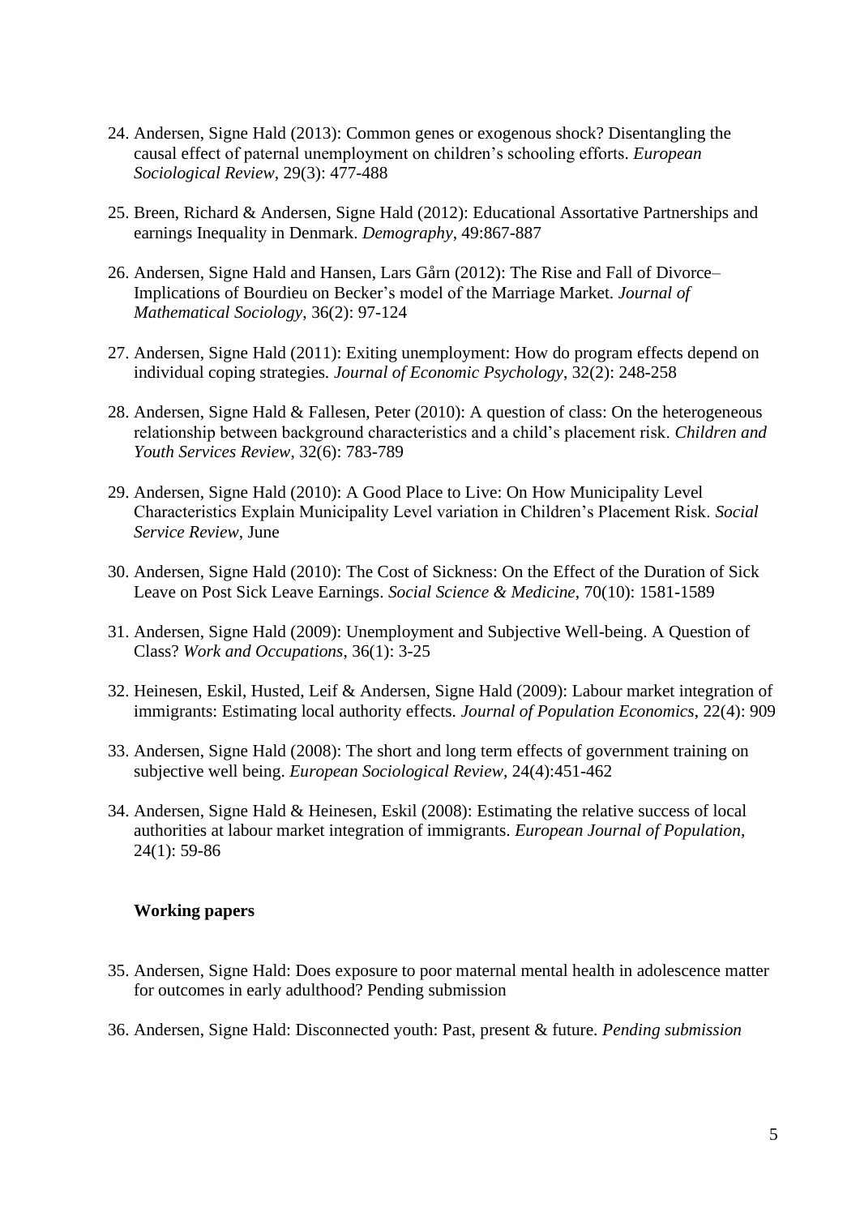24. Andersen, Signe Hald (2013): Common genes or exogenous shock? Disentangling the causal effect of paternal unemployment on children's schooling efforts. *European Sociological Review*, 29(3): 477-488

25. Breen, Richard & Andersen, Signe Hald (2012): Educational Assortative Partnerships and earnings Inequality in Denmark. *Demography*, 49:867-887

26. Andersen, Signe Hald and Hansen, Lars Gårn (2012): The Rise and Fall of Divorce– Implications of Bourdieu on Becker's model of the Marriage Market. *Journal of Mathematical Sociology*, 36(2): 97-124

27. Andersen, Signe Hald (2011): Exiting unemployment: How do program effects depend on individual coping strategies. *Journal of Economic Psychology*, 32(2): 248-258

28. Andersen, Signe Hald & Fallesen, Peter (2010): A question of class: On the heterogeneous relationship between background characteristics and a child's placement risk. *Children and Youth Services Review*, 32(6): 783-789

29. Andersen, Signe Hald (2010): A Good Place to Live: On How Municipality Level Characteristics Explain Municipality Level variation in Children's Placement Risk. *Social Service Review*, June

30. Andersen, Signe Hald (2010): The Cost of Sickness: On the Effect of the Duration of Sick Leave on Post Sick Leave Earnings. *Social Science & Medicine*, 70(10): 1581-1589

31. Andersen, Signe Hald (2009): Unemployment and Subjective Well-being. A Question of Class? *Work and Occupations*, 36(1): 3-25

32. Heinesen, Eskil, Husted, Leif & Andersen, Signe Hald (2009): Labour market integration of immigrants: Estimating local authority effects. *Journal of Population Economics*, 22(4): 909

33. Andersen, Signe Hald (2008): The short and long term effects of government training on subjective well being. *European Sociological Review*, 24(4):451-462

34. Andersen, Signe Hald & Heinesen, Eskil (2008): Estimating the relative success of local authorities at labour market integration of immigrants. *European Journal of Population*, 24(1): 59-86

**Working papers**

35. Andersen, Signe Hald: Does exposure to poor maternal mental health in adolescence matter for outcomes in early adulthood? Pending submission

36. Andersen, Signe Hald: Disconnected youth: Past, present & future. *Pending submission*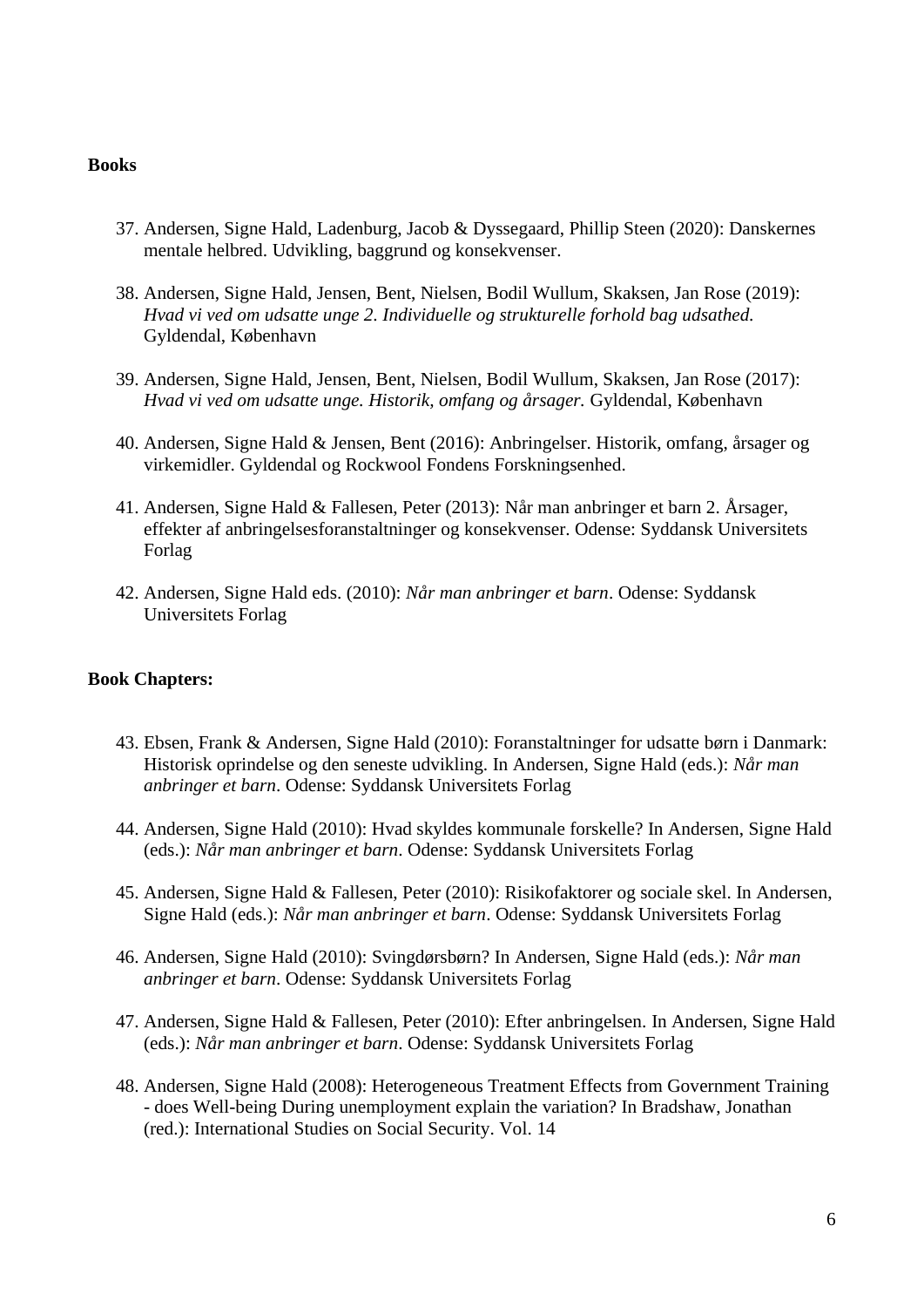**Books**

37. Andersen, Signe Hald, Ladenburg, Jacob & Dyssegaard, Phillip Steen (2020): Danskernes mentale helbred. Udvikling, baggrund og konsekvenser.

38. Andersen, Signe Hald, Jensen, Bent, Nielsen, Bodil Wullum, Skaksen, Jan Rose (2019): *Hvad vi ved om udsatte unge 2. Individuelle og strukturelle forhold bag udsathed.* Gyldendal, København

39. Andersen, Signe Hald, Jensen, Bent, Nielsen, Bodil Wullum, Skaksen, Jan Rose (2017): *Hvad vi ved om udsatte unge. Historik, omfang og årsager.* Gyldendal, København

40. Andersen, Signe Hald & Jensen, Bent (2016): Anbringelser. Historik, omfang, årsager og virkemidler. Gyldendal og Rockwool Fondens Forskningsenhed.

41. Andersen, Signe Hald & Fallesen, Peter (2013): Når man anbringer et barn 2. Årsager, effekter af anbringelsesforanstaltninger og konsekvenser. Odense: Syddansk Universitets Forlag

42. Andersen, Signe Hald eds. (2010): *Når man anbringer et barn*. Odense: Syddansk Universitets Forlag

**Book Chapters:**

43. Ebsen, Frank & Andersen, Signe Hald (2010): Foranstaltninger for udsatte børn i Danmark: Historisk oprindelse og den seneste udvikling. In Andersen, Signe Hald (eds.): *Når man anbringer et barn*. Odense: Syddansk Universitets Forlag

44. Andersen, Signe Hald (2010): Hvad skyldes kommunale forskelle? In Andersen, Signe Hald (eds.): *Når man anbringer et barn*. Odense: Syddansk Universitets Forlag

45. Andersen, Signe Hald & Fallesen, Peter (2010): Risikofaktorer og sociale skel. In Andersen, Signe Hald (eds.): *Når man anbringer et barn*. Odense: Syddansk Universitets Forlag

46. Andersen, Signe Hald (2010): Svingdørsbørn? In Andersen, Signe Hald (eds.): *Når man anbringer et barn*. Odense: Syddansk Universitets Forlag

47. Andersen, Signe Hald & Fallesen, Peter (2010): Efter anbringelsen. In Andersen, Signe Hald (eds.): *Når man anbringer et barn*. Odense: Syddansk Universitets Forlag

48. Andersen, Signe Hald (2008): Heterogeneous Treatment Effects from Government Training - does Well-being During unemployment explain the variation? In Bradshaw, Jonathan (red.): International Studies on Social Security. Vol. 14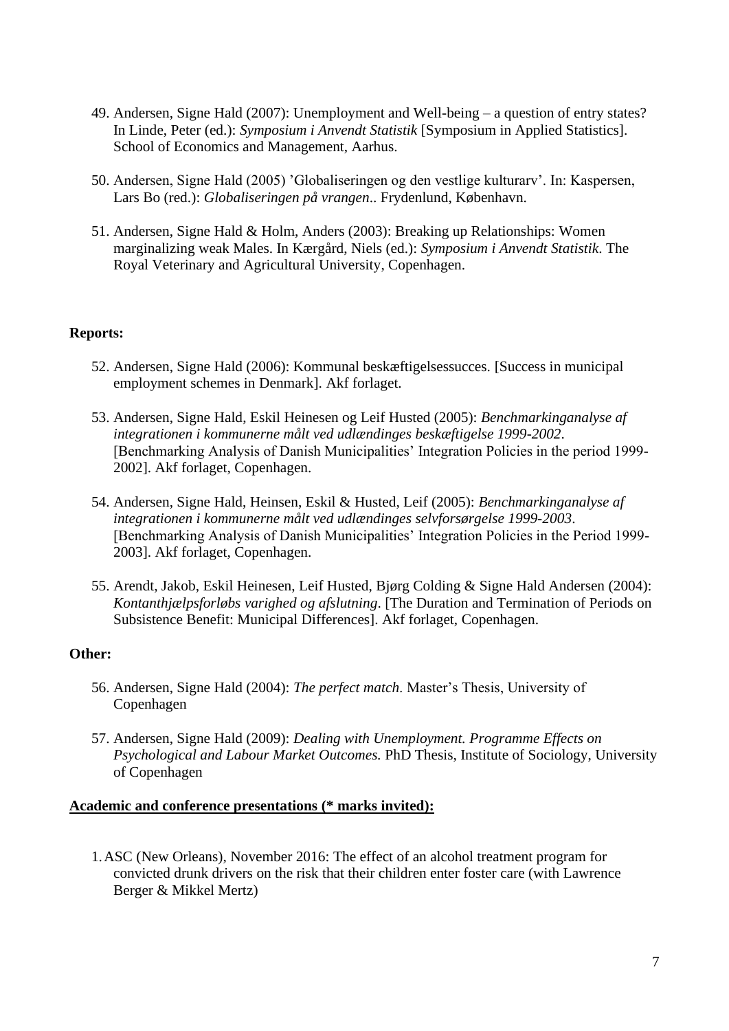49. Andersen, Signe Hald (2007): Unemployment and Well-being – a question of entry states? In Linde, Peter (ed.): *Symposium i Anvendt Statistik* [Symposium in Applied Statistics]. School of Economics and Management, Aarhus.

50. Andersen, Signe Hald (2005) 'Globaliseringen og den vestlige kulturarv'. In: Kaspersen, Lars Bo (red.): *Globaliseringen på vrangen*.. Frydenlund, København.

51. Andersen, Signe Hald & Holm, Anders (2003): Breaking up Relationships: Women marginalizing weak Males. In Kærgård, Niels (ed.): *Symposium i Anvendt Statistik*. The Royal Veterinary and Agricultural University, Copenhagen.

**Reports:**

52. Andersen, Signe Hald (2006): Kommunal beskæftigelsessucces. [Success in municipal employment schemes in Denmark]. Akf forlaget.

53. Andersen, Signe Hald, Eskil Heinesen og Leif Husted (2005): *Benchmarkinganalyse af integrationen i kommunerne målt ved udlændinges beskæftigelse 1999-2002*. [Benchmarking Analysis of Danish Municipalities' Integration Policies in the period 1999-2002]. Akf forlaget, Copenhagen.

54. Andersen, Signe Hald, Heinsen, Eskil & Husted, Leif (2005): *Benchmarkinganalyse af integrationen i kommunerne målt ved udlændinges selvforsørgelse 1999-2003*. [Benchmarking Analysis of Danish Municipalities' Integration Policies in the Period 1999-2003]. Akf forlaget, Copenhagen.

55. Arendt, Jakob, Eskil Heinesen, Leif Husted, Bjørg Colding & Signe Hald Andersen (2004): *Kontanthjælpsforløbs varighed og afslutning*. [The Duration and Termination of Periods on Subsistence Benefit: Municipal Differences]. Akf forlaget, Copenhagen.

**Other:**

56. Andersen, Signe Hald (2004): *The perfect match*. Master's Thesis, University of Copenhagen

57. Andersen, Signe Hald (2009): *Dealing with Unemployment. Programme Effects on Psychological and Labour Market Outcomes.* PhD Thesis, Institute of Sociology, University of Copenhagen

**Academic and conference presentations (* marks invited):**

1. ASC (New Orleans), November 2016: The effect of an alcohol treatment program for convicted drunk drivers on the risk that their children enter foster care (with Lawrence Berger & Mikkel Mertz)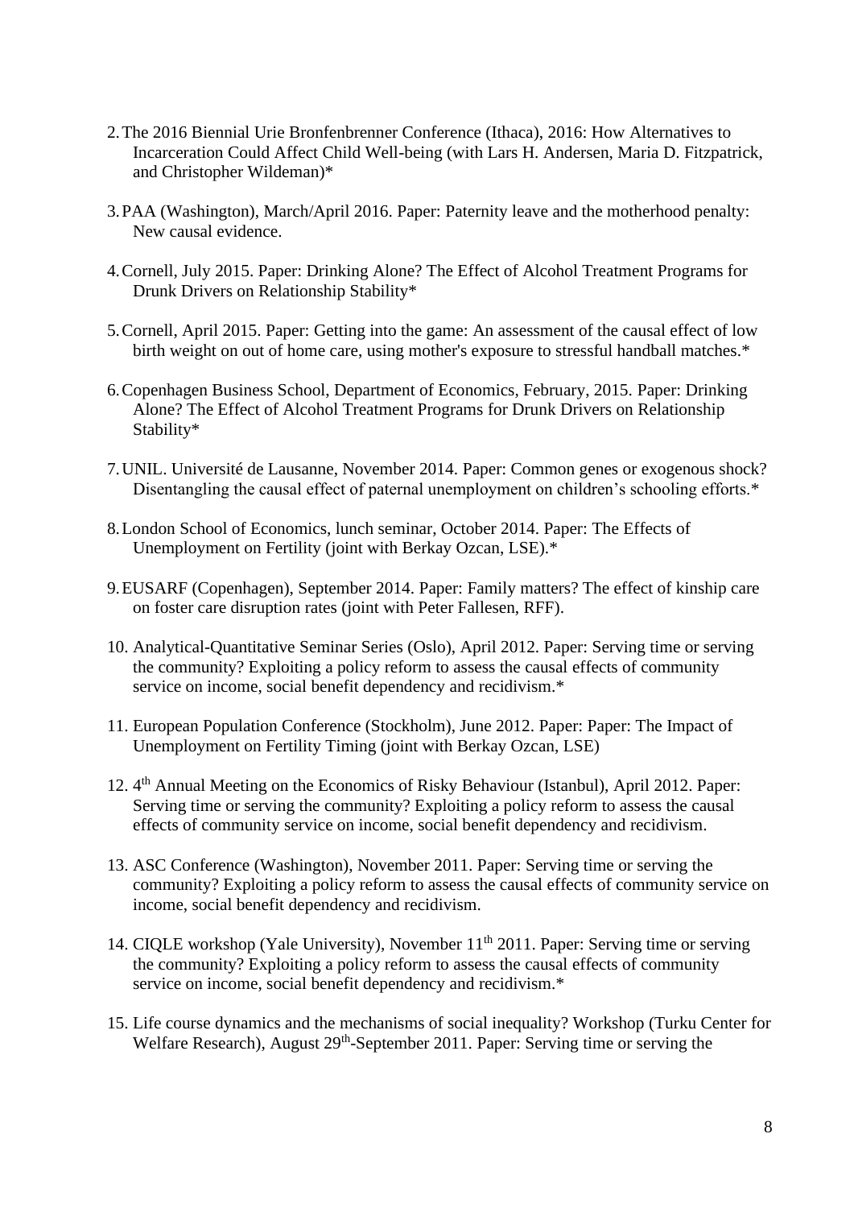2. The 2016 Biennial Urie Bronfenbrenner Conference (Ithaca), 2016: How Alternatives to Incarceration Could Affect Child Well-being (with Lars H. Andersen, Maria D. Fitzpatrick, and Christopher Wildeman)*

3. PAA (Washington), March/April 2016. Paper: Paternity leave and the motherhood penalty: New causal evidence.

4. Cornell, July 2015. Paper: Drinking Alone? The Effect of Alcohol Treatment Programs for Drunk Drivers on Relationship Stability*

5. Cornell, April 2015. Paper: Getting into the game: An assessment of the causal effect of low birth weight on out of home care, using mother's exposure to stressful handball matches.*

6. Copenhagen Business School, Department of Economics, February, 2015. Paper: Drinking Alone? The Effect of Alcohol Treatment Programs for Drunk Drivers on Relationship Stability*

7. UNIL. Université de Lausanne, November 2014. Paper: Common genes or exogenous shock? Disentangling the causal effect of paternal unemployment on children's schooling efforts.*

8. London School of Economics, lunch seminar, October 2014. Paper: The Effects of Unemployment on Fertility (joint with Berkay Ozcan, LSE).*

9. EUSARF (Copenhagen), September 2014. Paper: Family matters? The effect of kinship care on foster care disruption rates (joint with Peter Fallesen, RFF).

10. Analytical-Quantitative Seminar Series (Oslo), April 2012. Paper: Serving time or serving the community? Exploiting a policy reform to assess the causal effects of community service on income, social benefit dependency and recidivism.*

11. European Population Conference (Stockholm), June 2012. Paper: Paper: The Impact of Unemployment on Fertility Timing (joint with Berkay Ozcan, LSE)

12. 4th Annual Meeting on the Economics of Risky Behaviour (Istanbul), April 2012. Paper: Serving time or serving the community? Exploiting a policy reform to assess the causal effects of community service on income, social benefit dependency and recidivism.

13. ASC Conference (Washington), November 2011. Paper: Serving time or serving the community? Exploiting a policy reform to assess the causal effects of community service on income, social benefit dependency and recidivism.

14. CIQLE workshop (Yale University), November 11th 2011. Paper: Serving time or serving the community? Exploiting a policy reform to assess the causal effects of community service on income, social benefit dependency and recidivism.*

15. Life course dynamics and the mechanisms of social inequality? Workshop (Turku Center for Welfare Research), August 29th-September 2011. Paper: Serving time or serving the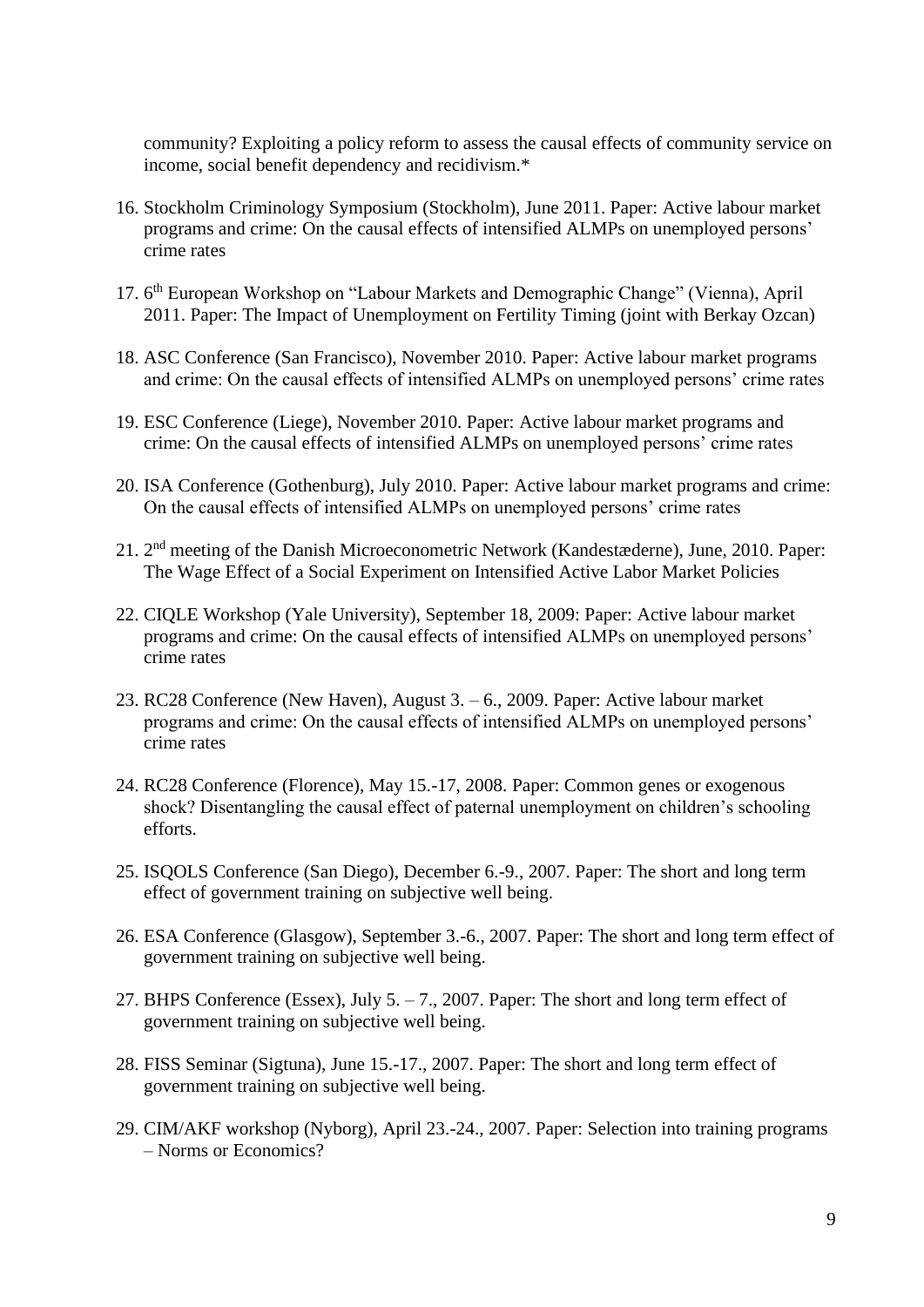community? Exploiting a policy reform to assess the causal effects of community service on income, social benefit dependency and recidivism.*

16. Stockholm Criminology Symposium (Stockholm), June 2011. Paper: Active labour market programs and crime: On the causal effects of intensified ALMPs on unemployed persons' crime rates

17. 6th European Workshop on "Labour Markets and Demographic Change" (Vienna), April 2011. Paper: The Impact of Unemployment on Fertility Timing (joint with Berkay Ozcan)

18. ASC Conference (San Francisco), November 2010. Paper: Active labour market programs and crime: On the causal effects of intensified ALMPs on unemployed persons' crime rates

19. ESC Conference (Liege), November 2010. Paper: Active labour market programs and crime: On the causal effects of intensified ALMPs on unemployed persons' crime rates

20. ISA Conference (Gothenburg), July 2010. Paper: Active labour market programs and crime: On the causal effects of intensified ALMPs on unemployed persons' crime rates

21. 2nd meeting of the Danish Microeconometric Network (Kandestæderne), June, 2010. Paper: The Wage Effect of a Social Experiment on Intensified Active Labor Market Policies

22. CIQLE Workshop (Yale University), September 18, 2009: Paper: Active labour market programs and crime: On the causal effects of intensified ALMPs on unemployed persons' crime rates

23. RC28 Conference (New Haven), August 3. – 6., 2009. Paper: Active labour market programs and crime: On the causal effects of intensified ALMPs on unemployed persons' crime rates

24. RC28 Conference (Florence), May 15.-17, 2008. Paper: Common genes or exogenous shock? Disentangling the causal effect of paternal unemployment on children's schooling efforts.

25. ISQOLS Conference (San Diego), December 6.-9., 2007. Paper: The short and long term effect of government training on subjective well being.

26. ESA Conference (Glasgow), September 3.-6., 2007. Paper: The short and long term effect of government training on subjective well being.

27. BHPS Conference (Essex), July 5. – 7., 2007. Paper: The short and long term effect of government training on subjective well being.

28. FISS Seminar (Sigtuna), June 15.-17., 2007. Paper: The short and long term effect of government training on subjective well being.

29. CIM/AKF workshop (Nyborg), April 23.-24., 2007. Paper: Selection into training programs – Norms or Economics?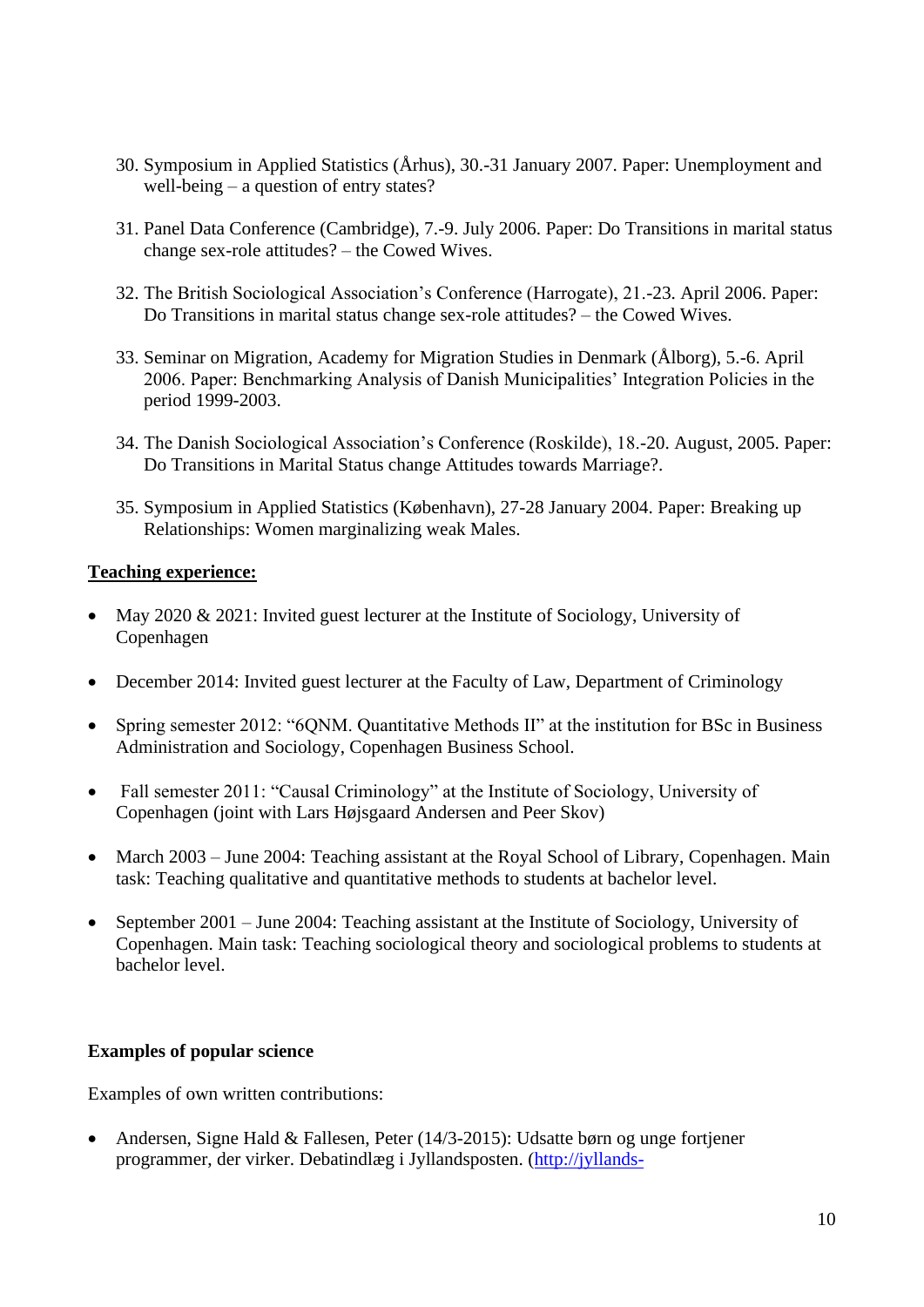30. Symposium in Applied Statistics (Århus), 30.-31 January 2007. Paper: Unemployment and well-being – a question of entry states?

31. Panel Data Conference (Cambridge), 7.-9. July 2006. Paper: Do Transitions in marital status change sex-role attitudes? – the Cowed Wives.

32. The British Sociological Association's Conference (Harrogate), 21.-23. April 2006. Paper: Do Transitions in marital status change sex-role attitudes? – the Cowed Wives.

33. Seminar on Migration, Academy for Migration Studies in Denmark (Ålborg), 5.-6. April 2006. Paper: Benchmarking Analysis of Danish Municipalities' Integration Policies in the period 1999-2003.

34. The Danish Sociological Association's Conference (Roskilde), 18.-20. August, 2005. Paper: Do Transitions in Marital Status change Attitudes towards Marriage?.

35. Symposium in Applied Statistics (København), 27-28 January 2004. Paper: Breaking up Relationships: Women marginalizing weak Males.

**Teaching experience:**

- May 2020 & 2021: Invited guest lecturer at the Institute of Sociology, University of Copenhagen

- December 2014: Invited guest lecturer at the Faculty of Law, Department of Criminology

- Spring semester 2012: "6QNM. Quantitative Methods II" at the institution for BSc in Business Administration and Sociology, Copenhagen Business School.

- Fall semester 2011: "Causal Criminology" at the Institute of Sociology, University of Copenhagen (joint with Lars Højsgaard Andersen and Peer Skov)

- March 2003 – June 2004: Teaching assistant at the Royal School of Library, Copenhagen. Main task: Teaching qualitative and quantitative methods to students at bachelor level.

- September 2001 – June 2004: Teaching assistant at the Institute of Sociology, University of Copenhagen. Main task: Teaching sociological theory and sociological problems to students at bachelor level.

**Examples of popular science**

Examples of own written contributions:

- Andersen, Signe Hald & Fallesen, Peter (14/3-2015): Udsatte børn og unge fortjener programmer, der virker. Debatindlæg i Jyllandsposten. (http://jyllands-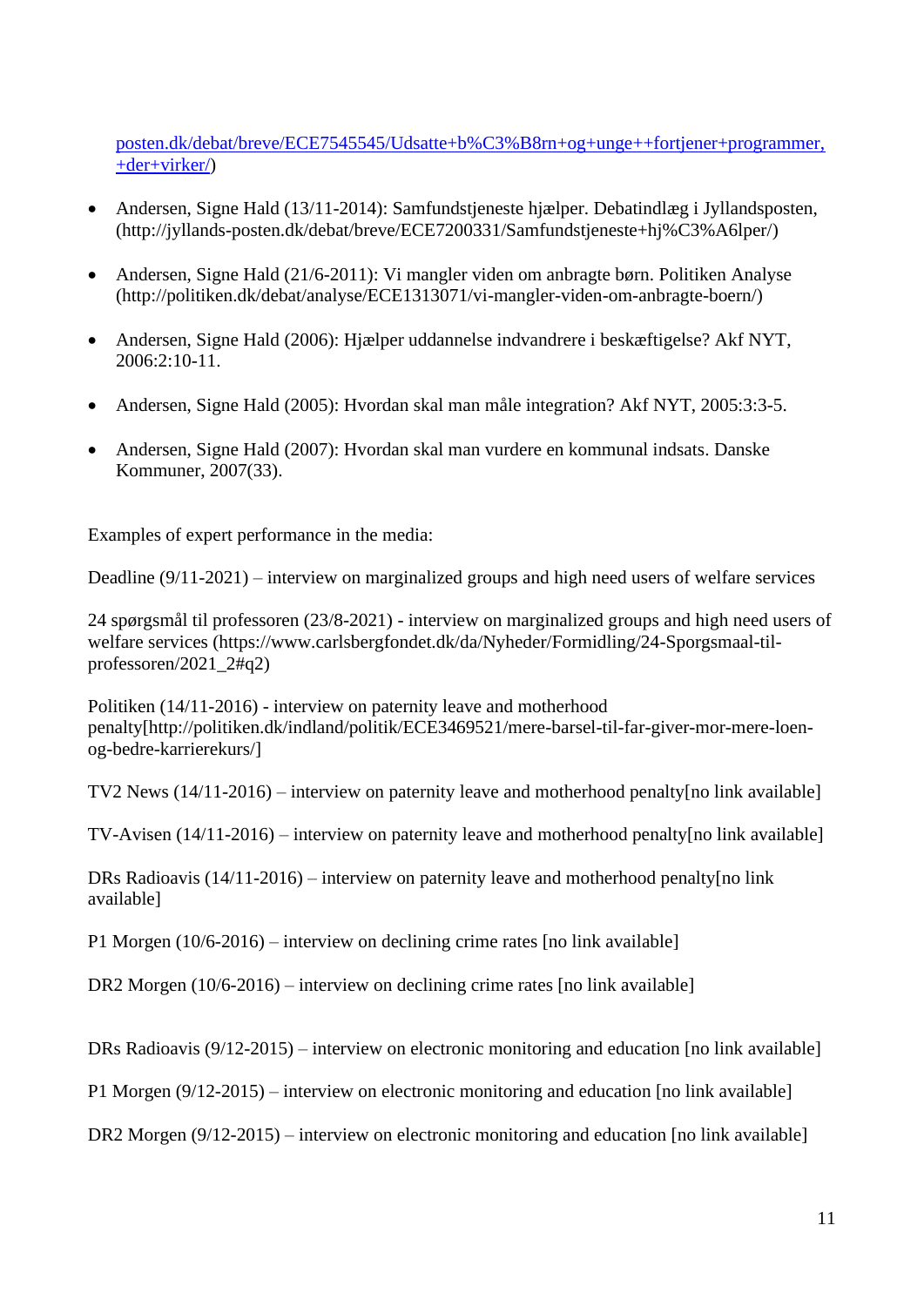posten.dk/debat/breve/ECE7545545/Udsatte+b%C3%B8rn+og+unge++fortjener+programmer,+der+virker/)

- Andersen, Signe Hald (13/11-2014): Samfundstjeneste hjælper. Debatindlæg i Jyllandsposten, (http://jyllands-posten.dk/debat/breve/ECE7200331/Samfundstjeneste+hj%C3%A6lper/)

- Andersen, Signe Hald (21/6-2011): Vi mangler viden om anbragte børn. Politiken Analyse (http://politiken.dk/debat/analyse/ECE1313071/vi-mangler-viden-om-anbragte-boern/)

- Andersen, Signe Hald (2006): Hjælper uddannelse indvandrere i beskæftigelse? Akf NYT, 2006:2:10-11.

- Andersen, Signe Hald (2005): Hvordan skal man måle integration? Akf NYT, 2005:3:3-5.

- Andersen, Signe Hald (2007): Hvordan skal man vurdere en kommunal indsats. Danske Kommuner, 2007(33).

Examples of expert performance in the media:

Deadline (9/11-2021) – interview on marginalized groups and high need users of welfare services

24 spørgsmål til professoren (23/8-2021) - interview on marginalized groups and high need users of welfare services (https://www.carlsbergfondet.dk/da/Nyheder/Formidling/24-Sporgsmaal-til-professoren/2021_2#q2)

Politiken (14/11-2016) - interview on paternity leave and motherhood penalty[http://politiken.dk/indland/politik/ECE3469521/mere-barsel-til-far-giver-mor-mere-loen-og-bedre-karrierekurs/]

TV2 News (14/11-2016) – interview on paternity leave and motherhood penalty[no link available]

TV-Avisen (14/11-2016) – interview on paternity leave and motherhood penalty[no link available]

DRs Radioavis (14/11-2016) – interview on paternity leave and motherhood penalty[no link available]

P1 Morgen (10/6-2016) – interview on declining crime rates [no link available]

DR2 Morgen (10/6-2016) – interview on declining crime rates [no link available]

DRs Radioavis (9/12-2015) – interview on electronic monitoring and education [no link available]

P1 Morgen (9/12-2015) – interview on electronic monitoring and education [no link available]

DR2 Morgen (9/12-2015) – interview on electronic monitoring and education [no link available]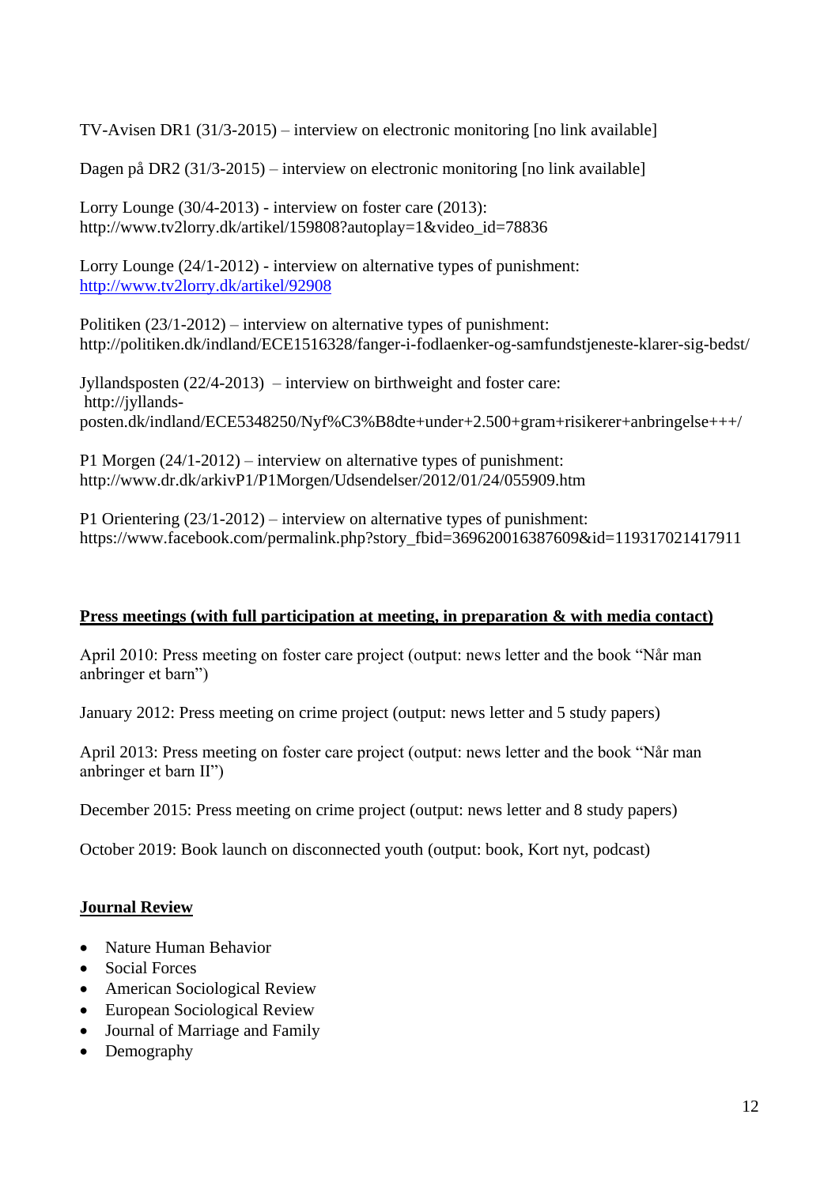TV-Avisen DR1 (31/3-2015) – interview on electronic monitoring [no link available]

Dagen på DR2 (31/3-2015) – interview on electronic monitoring [no link available]

Lorry Lounge (30/4-2013) - interview on foster care (2013): http://www.tv2lorry.dk/artikel/159808?autoplay=1&video_id=78836

Lorry Lounge (24/1-2012) - interview on alternative types of punishment: [http://www.tv2lorry.dk/artikel/92908](http://www.tv2lorry.dk/artikel/92908)

Politiken (23/1-2012) – interview on alternative types of punishment: http://politiken.dk/indland/ECE1516328/fanger-i-fodlaenker-og-samfundstjeneste-klarer-sig-bedst/

Jyllandsposten (22/4-2013) – interview on birthweight and foster care: http://jyllands-posten.dk/indland/ECE5348250/Nyf%C3%B8dte+under+2.500+gram+risikerer+anbringelse+++/

P1 Morgen (24/1-2012) – interview on alternative types of punishment: http://www.dr.dk/arkivP1/P1Morgen/Udsendelser/2012/01/24/055909.htm

P1 Orientering (23/1-2012) – interview on alternative types of punishment: https://www.facebook.com/permalink.php?story_fbid=369620016387609&id=119317021417911

## Press meetings (with full participation at meeting, in preparation & with media contact)

April 2010: Press meeting on foster care project (output: news letter and the book "Når man anbringer et barn")

January 2012: Press meeting on crime project (output: news letter and 5 study papers)

April 2013: Press meeting on foster care project (output: news letter and the book "Når man anbringer et barn II")

December 2015: Press meeting on crime project (output: news letter and 8 study papers)

October 2019: Book launch on disconnected youth (output: book, Kort nyt, podcast)

## Journal Review

- Nature Human Behavior
- Social Forces
- American Sociological Review
- European Sociological Review
- Journal of Marriage and Family
- Demography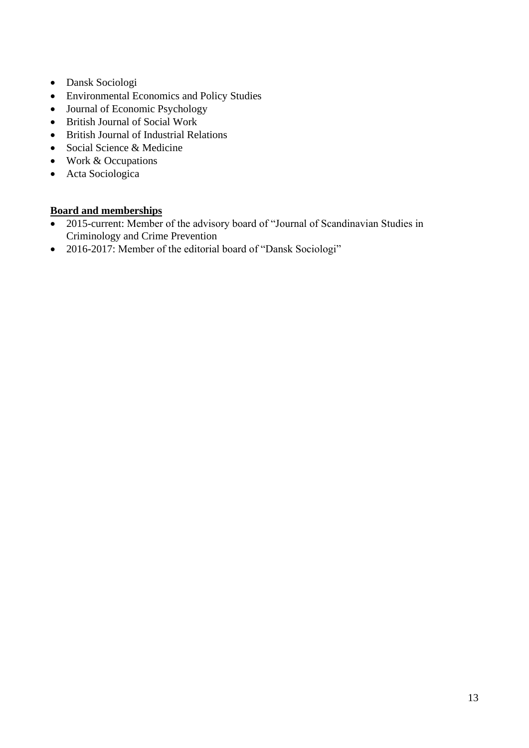- Dansk Sociologi
- Environmental Economics and Policy Studies
- Journal of Economic Psychology
- British Journal of Social Work
- British Journal of Industrial Relations
- Social Science & Medicine
- Work & Occupations
- Acta Sociologica

**Board and memberships**

- 2015-current: Member of the advisory board of "Journal of Scandinavian Studies in Criminology and Crime Prevention
- 2016-2017: Member of the editorial board of "Dansk Sociologi"